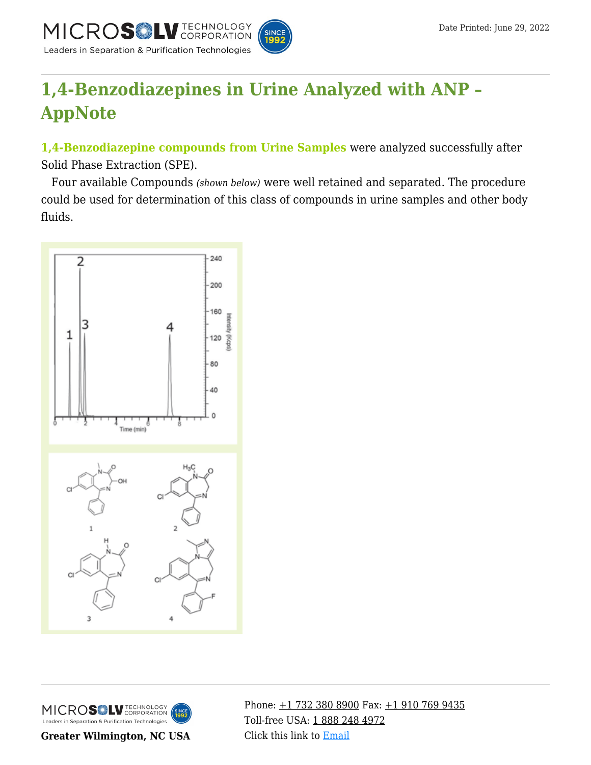# 1,4-Benzodiazepines in Urine Analyzed with ANP – AppNote

**1,4-Benzodiazepine compounds from Urine Samples** were analyzed successfully after Solid Phase Extraction (SPE).

Four available Compounds *(shown below)* were well retained and separated. The procedure could be used for determination of this class of compounds in urine samples and other body fluids.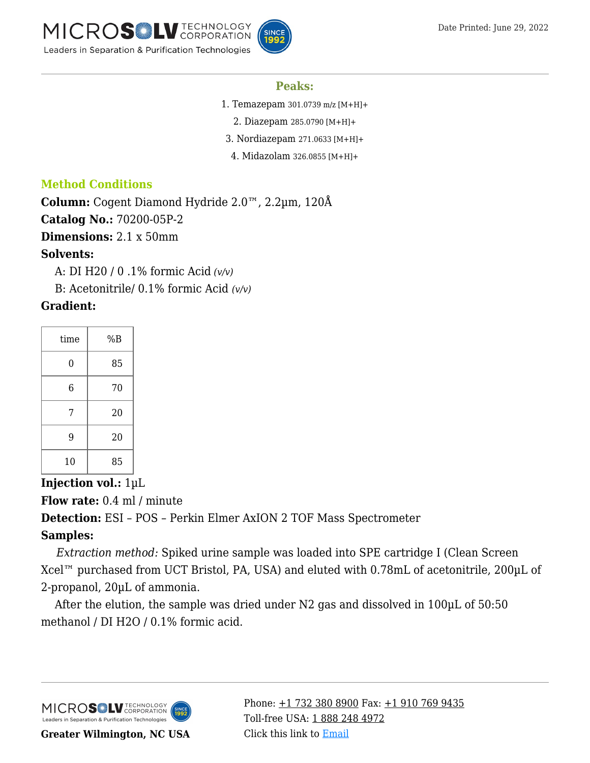## Peaks:

1. Temazepam 301.0739 m/z [M+H]+
2. Diazepam 285.0790 [M+H]+
3. Nordiazepam 271.0633 [M+H]+
4. Midazolam 326.0855 [M+H]+

## Method Conditions

**Column:** Cogent Diamond Hydride 2.0™, 2.2µm, 120Å

**Catalog No.:** 70200-05P-2

**Dimensions:** 2.1 x 50mm

**Solvents:**

A: DI H20 / 0 .1% formic Acid *(v/v)*

B: Acetonitrile/ 0.1% formic Acid *(v/v)*

**Gradient:**

| time | %B |
|---|---|
| 0 | 85 |
| 6 | 70 |
| 7 | 20 |
| 9 | 20 |
| 10 | 85 |

**Injection vol.:** 1µL

**Flow rate:** 0.4 ml / minute

**Detection:** ESI – POS – Perkin Elmer AxION 2 TOF Mass Spectrometer

**Samples:**

*Extraction method:* Spiked urine sample was loaded into SPE cartridge I (Clean Screen Xcel™ purchased from UCT Bristol, PA, USA) and eluted with 0.78mL of acetonitrile, 200µL of 2-propanol, 20µL of ammonia.

After the elution, the sample was dried under N2 gas and dissolved in 100µL of 50:50 methanol / DI H2O / 0.1% formic acid.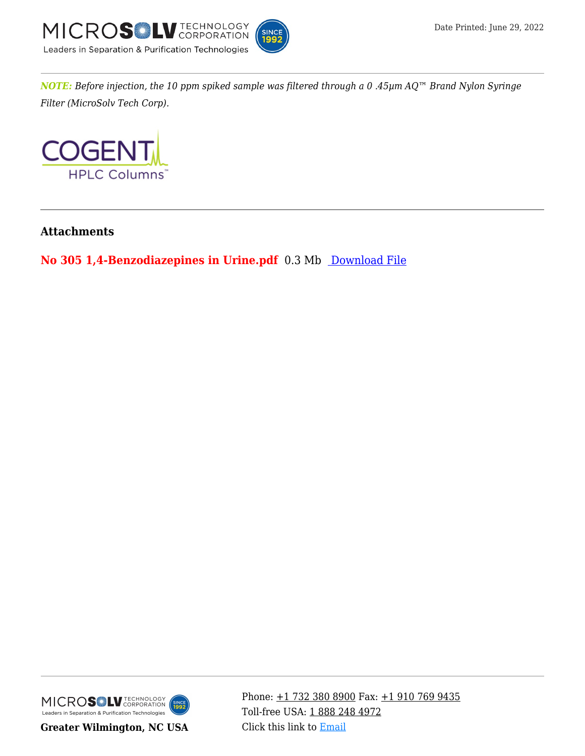***NOTE:*** *Before injection, the 10 ppm spiked sample was filtered through a 0 .45µm AQ™ Brand Nylon Syringe Filter (MicroSolv Tech Corp).*

**Attachments**

**No 305 1,4-Benzodiazepines in Urine.pdf** 0.3 Mb Download File